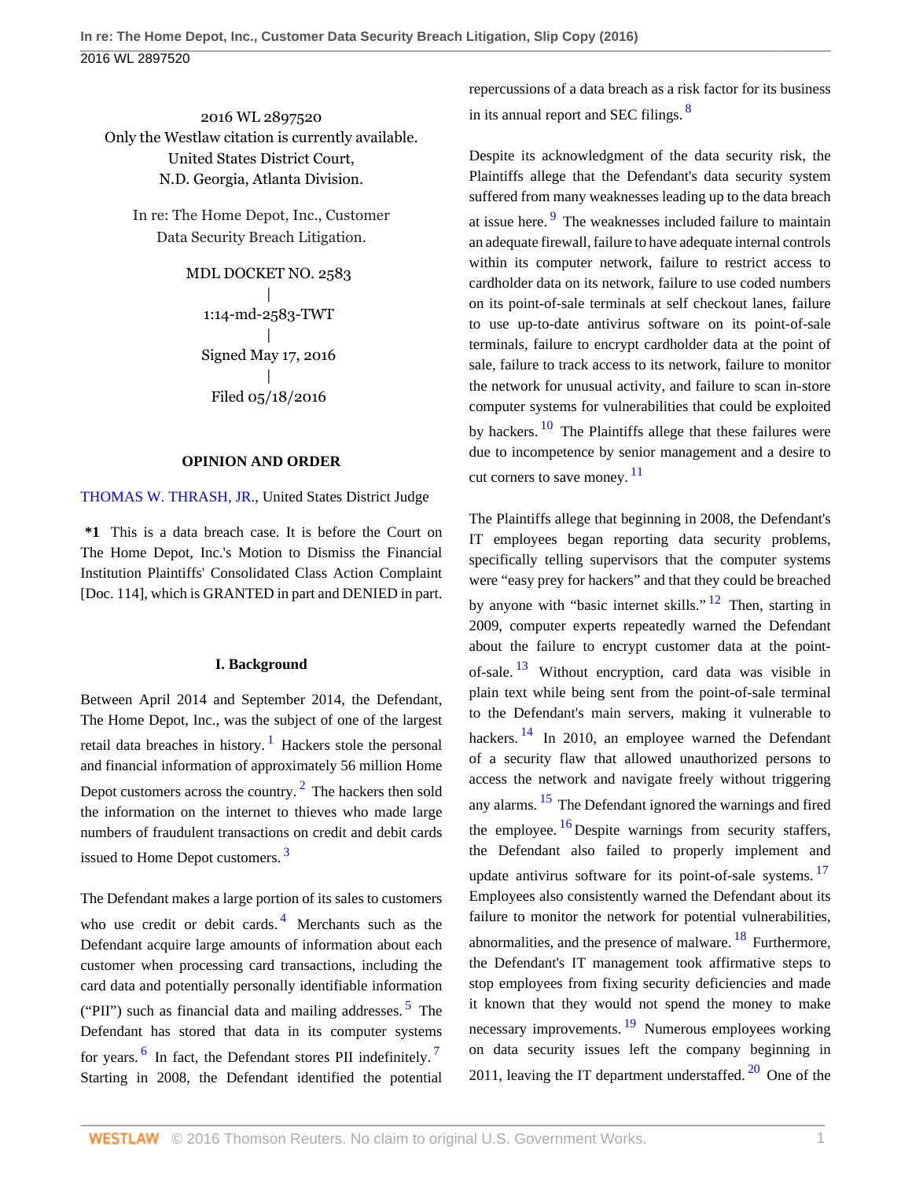2016 WL 2897520
Only the Westlaw citation is currently available.
United States District Court,
N.D. Georgia, Atlanta Division.

In re: The Home Depot, Inc., Customer Data Security Breach Litigation.

MDL DOCKET NO. 2583
|
1:14-md-2583-TWT
|
Signed May 17, 2016
|
Filed 05/18/2016

## OPINION AND ORDER

THOMAS W. THRASH, JR., United States District Judge

**\*1** This is a data breach case. It is before the Court on The Home Depot, Inc.'s Motion to Dismiss the Financial Institution Plaintiffs' Consolidated Class Action Complaint [Doc. 114], which is GRANTED in part and DENIED in part.

### I. Background

Between April 2014 and September 2014, the Defendant, The Home Depot, Inc., was the subject of one of the largest retail data breaches in history. [1] Hackers stole the personal and financial information of approximately 56 million Home Depot customers across the country. [2] The hackers then sold the information on the internet to thieves who made large numbers of fraudulent transactions on credit and debit cards issued to Home Depot customers. [3]

The Defendant makes a large portion of its sales to customers who use credit or debit cards. [4] Merchants such as the Defendant acquire large amounts of information about each customer when processing card transactions, including the card data and potentially personally identifiable information ("PII") such as financial data and mailing addresses. [5] The Defendant has stored that data in its computer systems for years. [6] In fact, the Defendant stores PII indefinitely. [7] Starting in 2008, the Defendant identified the potential repercussions of a data breach as a risk factor for its business in its annual report and SEC filings. [8]

Despite its acknowledgment of the data security risk, the Plaintiffs allege that the Defendant's data security system suffered from many weaknesses leading up to the data breach at issue here. [9] The weaknesses included failure to maintain an adequate firewall, failure to have adequate internal controls within its computer network, failure to restrict access to cardholder data on its network, failure to use coded numbers on its point-of-sale terminals at self checkout lanes, failure to use up-to-date antivirus software on its point-of-sale terminals, failure to encrypt cardholder data at the point of sale, failure to track access to its network, failure to monitor the network for unusual activity, and failure to scan in-store computer systems for vulnerabilities that could be exploited by hackers. [10] The Plaintiffs allege that these failures were due to incompetence by senior management and a desire to cut corners to save money. [11]

The Plaintiffs allege that beginning in 2008, the Defendant's IT employees began reporting data security problems, specifically telling supervisors that the computer systems were "easy prey for hackers" and that they could be breached by anyone with "basic internet skills." [12] Then, starting in 2009, computer experts repeatedly warned the Defendant about the failure to encrypt customer data at the point-of-sale. [13] Without encryption, card data was visible in plain text while being sent from the point-of-sale terminal to the Defendant's main servers, making it vulnerable to hackers. [14] In 2010, an employee warned the Defendant of a security flaw that allowed unauthorized persons to access the network and navigate freely without triggering any alarms. [15] The Defendant ignored the warnings and fired the employee. [16] Despite warnings from security staffers, the Defendant also failed to properly implement and update antivirus software for its point-of-sale systems. [17] Employees also consistently warned the Defendant about its failure to monitor the network for potential vulnerabilities, abnormalities, and the presence of malware. [18] Furthermore, the Defendant's IT management took affirmative steps to stop employees from fixing security deficiencies and made it known that they would not spend the money to make necessary improvements. [19] Numerous employees working on data security issues left the company beginning in 2011, leaving the IT department understaffed. [20] One of the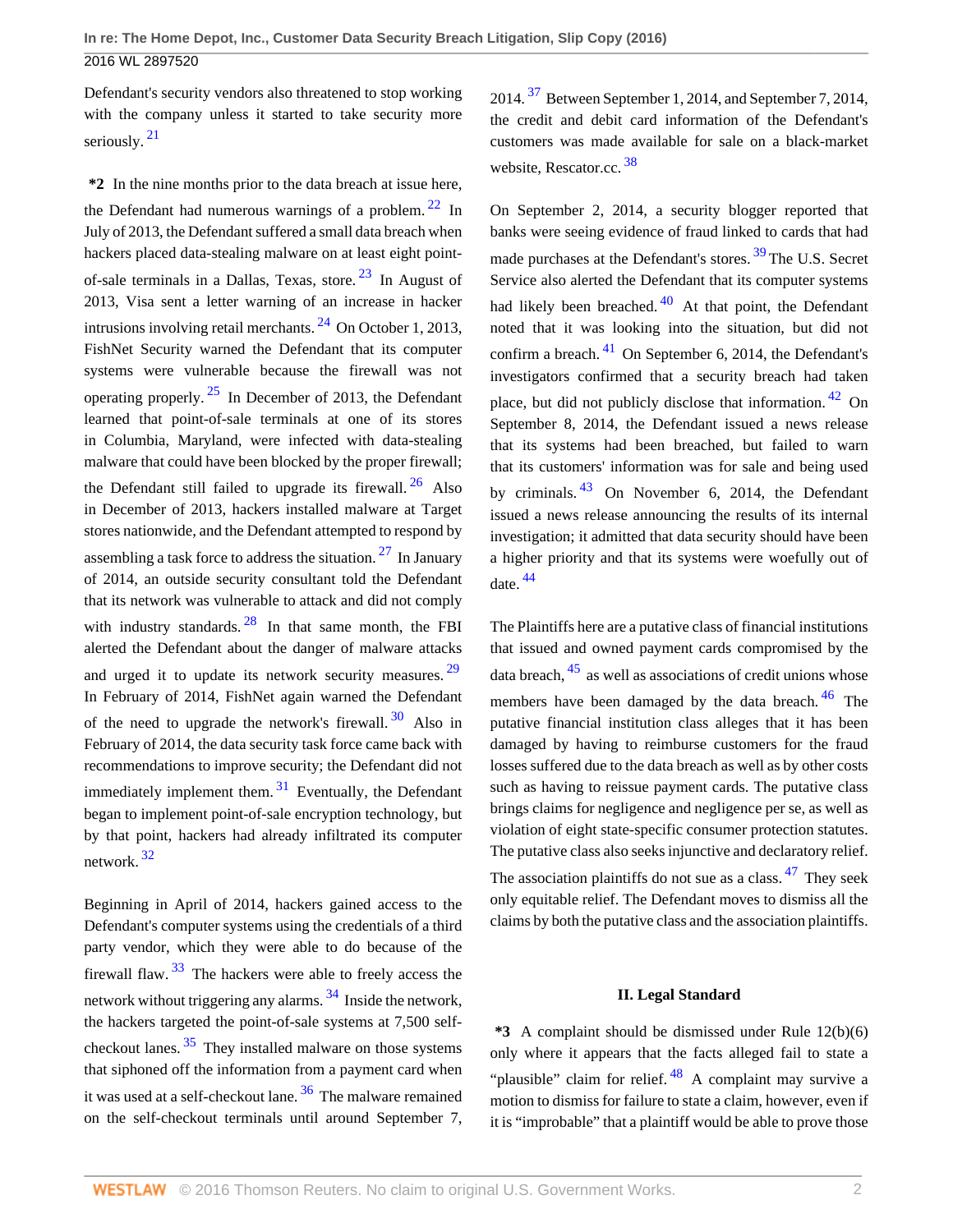Defendant's security vendors also threatened to stop working with the company unless it started to take security more seriously. [21]

**\*2** In the nine months prior to the data breach at issue here, the Defendant had numerous warnings of a problem. [22] In July of 2013, the Defendant suffered a small data breach when hackers placed data-stealing malware on at least eight point-of-sale terminals in a Dallas, Texas, store. [23] In August of 2013, Visa sent a letter warning of an increase in hacker intrusions involving retail merchants. [24] On October 1, 2013, FishNet Security warned the Defendant that its computer systems were vulnerable because the firewall was not operating properly. [25] In December of 2013, the Defendant learned that point-of-sale terminals at one of its stores in Columbia, Maryland, were infected with data-stealing malware that could have been blocked by the proper firewall; the Defendant still failed to upgrade its firewall. [26] Also in December of 2013, hackers installed malware at Target stores nationwide, and the Defendant attempted to respond by assembling a task force to address the situation. [27] In January of 2014, an outside security consultant told the Defendant that its network was vulnerable to attack and did not comply with industry standards. [28] In that same month, the FBI alerted the Defendant about the danger of malware attacks and urged it to update its network security measures. [29] In February of 2014, FishNet again warned the Defendant of the need to upgrade the network's firewall. [30] Also in February of 2014, the data security task force came back with recommendations to improve security; the Defendant did not immediately implement them. [31] Eventually, the Defendant began to implement point-of-sale encryption technology, but by that point, hackers had already infiltrated its computer network. [32]

Beginning in April of 2014, hackers gained access to the Defendant's computer systems using the credentials of a third party vendor, which they were able to do because of the firewall flaw. [33] The hackers were able to freely access the network without triggering any alarms. [34] Inside the network, the hackers targeted the point-of-sale systems at 7,500 self-checkout lanes. [35] They installed malware on those systems that siphoned off the information from a payment card when it was used at a self-checkout lane. [36] The malware remained on the self-checkout terminals until around September 7, 2014. [37] Between September 1, 2014, and September 7, 2014, the credit and debit card information of the Defendant's customers was made available for sale on a black-market website, Rescator.cc. [38]

On September 2, 2014, a security blogger reported that banks were seeing evidence of fraud linked to cards that had made purchases at the Defendant's stores. [39] The U.S. Secret Service also alerted the Defendant that its computer systems had likely been breached. [40] At that point, the Defendant noted that it was looking into the situation, but did not confirm a breach. [41] On September 6, 2014, the Defendant's investigators confirmed that a security breach had taken place, but did not publicly disclose that information. [42] On September 8, 2014, the Defendant issued a news release that its systems had been breached, but failed to warn that its customers' information was for sale and being used by criminals. [43] On November 6, 2014, the Defendant issued a news release announcing the results of its internal investigation; it admitted that data security should have been a higher priority and that its systems were woefully out of date. [44]

The Plaintiffs here are a putative class of financial institutions that issued and owned payment cards compromised by the data breach, [45] as well as associations of credit unions whose members have been damaged by the data breach. [46] The putative financial institution class alleges that it has been damaged by having to reimburse customers for the fraud losses suffered due to the data breach as well as by other costs such as having to reissue payment cards. The putative class brings claims for negligence and negligence per se, as well as violation of eight state-specific consumer protection statutes. The putative class also seeks injunctive and declaratory relief. The association plaintiffs do not sue as a class. [47] They seek only equitable relief. The Defendant moves to dismiss all the claims by both the putative class and the association plaintiffs.

## II. Legal Standard

**\*3** A complaint should be dismissed under Rule 12(b)(6) only where it appears that the facts alleged fail to state a "plausible" claim for relief. [48] A complaint may survive a motion to dismiss for failure to state a claim, however, even if it is "improbable" that a plaintiff would be able to prove those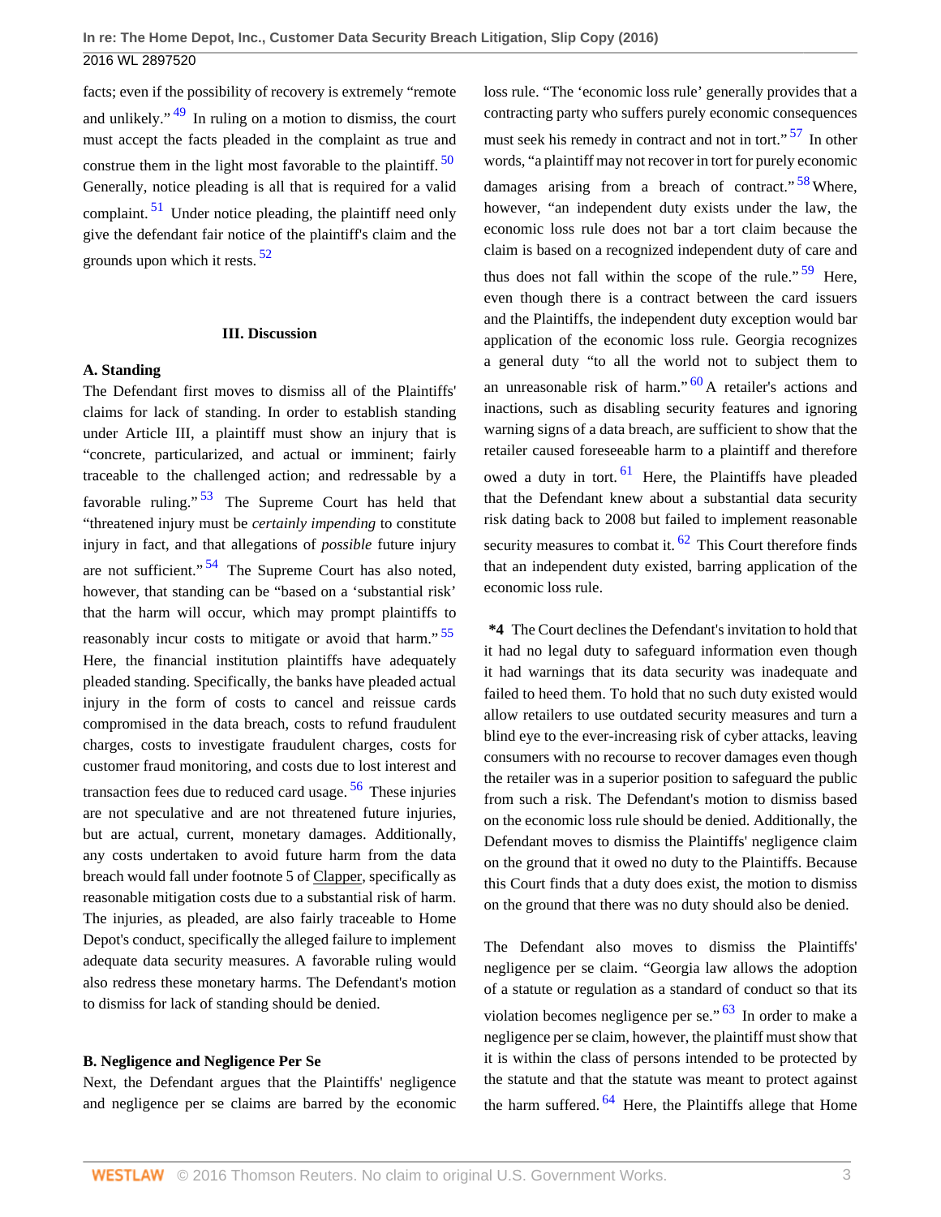facts; even if the possibility of recovery is extremely "remote and unlikely." [49] In ruling on a motion to dismiss, the court must accept the facts pleaded in the complaint as true and construe them in the light most favorable to the plaintiff. [50] Generally, notice pleading is all that is required for a valid complaint. [51] Under notice pleading, the plaintiff need only give the defendant fair notice of the plaintiff's claim and the grounds upon which it rests. [52]

## III. Discussion

### A. Standing

The Defendant first moves to dismiss all of the Plaintiffs' claims for lack of standing. In order to establish standing under Article III, a plaintiff must show an injury that is "concrete, particularized, and actual or imminent; fairly traceable to the challenged action; and redressable by a favorable ruling." [53] The Supreme Court has held that "threatened injury must be *certainly impending* to constitute injury in fact, and that allegations of *possible* future injury are not sufficient." [54] The Supreme Court has also noted, however, that standing can be "based on a 'substantial risk' that the harm will occur, which may prompt plaintiffs to reasonably incur costs to mitigate or avoid that harm." [55] Here, the financial institution plaintiffs have adequately pleaded standing. Specifically, the banks have pleaded actual injury in the form of costs to cancel and reissue cards compromised in the data breach, costs to refund fraudulent charges, costs to investigate fraudulent charges, costs for customer fraud monitoring, and costs due to lost interest and transaction fees due to reduced card usage. [56] These injuries are not speculative and are not threatened future injuries, but are actual, current, monetary damages. Additionally, any costs undertaken to avoid future harm from the data breach would fall under footnote 5 of Clapper, specifically as reasonable mitigation costs due to a substantial risk of harm. The injuries, as pleaded, are also fairly traceable to Home Depot's conduct, specifically the alleged failure to implement adequate data security measures. A favorable ruling would also redress these monetary harms. The Defendant's motion to dismiss for lack of standing should be denied.

### B. Negligence and Negligence Per Se

Next, the Defendant argues that the Plaintiffs' negligence and negligence per se claims are barred by the economic loss rule. "The 'economic loss rule' generally provides that a contracting party who suffers purely economic consequences must seek his remedy in contract and not in tort." [57] In other words, "a plaintiff may not recover in tort for purely economic damages arising from a breach of contract." [58] Where, however, "an independent duty exists under the law, the economic loss rule does not bar a tort claim because the claim is based on a recognized independent duty of care and thus does not fall within the scope of the rule." [59] Here, even though there is a contract between the card issuers and the Plaintiffs, the independent duty exception would bar application of the economic loss rule. Georgia recognizes a general duty "to all the world not to subject them to an unreasonable risk of harm." [60] A retailer's actions and inactions, such as disabling security features and ignoring warning signs of a data breach, are sufficient to show that the retailer caused foreseeable harm to a plaintiff and therefore owed a duty in tort. [61] Here, the Plaintiffs have pleaded that the Defendant knew about a substantial data security risk dating back to 2008 but failed to implement reasonable security measures to combat it. [62] This Court therefore finds that an independent duty existed, barring application of the economic loss rule.

**\*4** The Court declines the Defendant's invitation to hold that it had no legal duty to safeguard information even though it had warnings that its data security was inadequate and failed to heed them. To hold that no such duty existed would allow retailers to use outdated security measures and turn a blind eye to the ever-increasing risk of cyber attacks, leaving consumers with no recourse to recover damages even though the retailer was in a superior position to safeguard the public from such a risk. The Defendant's motion to dismiss based on the economic loss rule should be denied. Additionally, the Defendant moves to dismiss the Plaintiffs' negligence claim on the ground that it owed no duty to the Plaintiffs. Because this Court finds that a duty does exist, the motion to dismiss on the ground that there was no duty should also be denied.

The Defendant also moves to dismiss the Plaintiffs' negligence per se claim. "Georgia law allows the adoption of a statute or regulation as a standard of conduct so that its violation becomes negligence per se." [63] In order to make a negligence per se claim, however, the plaintiff must show that it is within the class of persons intended to be protected by the statute and that the statute was meant to protect against the harm suffered. [64] Here, the Plaintiffs allege that Home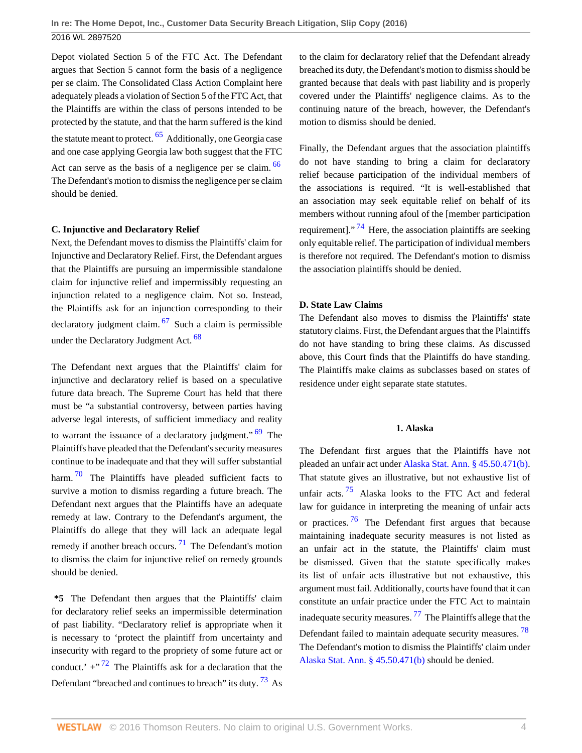Depot violated Section 5 of the FTC Act. The Defendant argues that Section 5 cannot form the basis of a negligence per se claim. The Consolidated Class Action Complaint here adequately pleads a violation of Section 5 of the FTC Act, that the Plaintiffs are within the class of persons intended to be protected by the statute, and that the harm suffered is the kind the statute meant to protect.[65] Additionally, one Georgia case and one case applying Georgia law both suggest that the FTC Act can serve as the basis of a negligence per se claim.[66] The Defendant's motion to dismiss the negligence per se claim should be denied.

**C. Injunctive and Declaratory Relief**

Next, the Defendant moves to dismiss the Plaintiffs' claim for Injunctive and Declaratory Relief. First, the Defendant argues that the Plaintiffs are pursuing an impermissible standalone claim for injunctive relief and impermissibly requesting an injunction related to a negligence claim. Not so. Instead, the Plaintiffs ask for an injunction corresponding to their declaratory judgment claim.[67] Such a claim is permissible under the Declaratory Judgment Act.[68]

The Defendant next argues that the Plaintiffs' claim for injunctive and declaratory relief is based on a speculative future data breach. The Supreme Court has held that there must be "a substantial controversy, between parties having adverse legal interests, of sufficient immediacy and reality to warrant the issuance of a declaratory judgment."[69] The Plaintiffs have pleaded that the Defendant's security measures continue to be inadequate and that they will suffer substantial harm.[70] The Plaintiffs have pleaded sufficient facts to survive a motion to dismiss regarding a future breach. The Defendant next argues that the Plaintiffs have an adequate remedy at law. Contrary to the Defendant's argument, the Plaintiffs do allege that they will lack an adequate legal remedy if another breach occurs.[71] The Defendant's motion to dismiss the claim for injunctive relief on remedy grounds should be denied.

**\*5** The Defendant then argues that the Plaintiffs' claim for declaratory relief seeks an impermissible determination of past liability. "Declaratory relief is appropriate when it is necessary to 'protect the plaintiff from uncertainty and insecurity with regard to the propriety of some future act or conduct.' +"[72] The Plaintiffs ask for a declaration that the Defendant "breached and continues to breach" its duty.[73] As to the claim for declaratory relief that the Defendant already breached its duty, the Defendant's motion to dismiss should be granted because that deals with past liability and is properly covered under the Plaintiffs' negligence claims. As to the continuing nature of the breach, however, the Defendant's motion to dismiss should be denied.

Finally, the Defendant argues that the association plaintiffs do not have standing to bring a claim for declaratory relief because participation of the individual members of the associations is required. "It is well-established that an association may seek equitable relief on behalf of its members without running afoul of the [member participation requirement]."[74] Here, the association plaintiffs are seeking only equitable relief. The participation of individual members is therefore not required. The Defendant's motion to dismiss the association plaintiffs should be denied.

**D. State Law Claims**

The Defendant also moves to dismiss the Plaintiffs' state statutory claims. First, the Defendant argues that the Plaintiffs do not have standing to bring these claims. As discussed above, this Court finds that the Plaintiffs do have standing. The Plaintiffs make claims as subclasses based on states of residence under eight separate state statutes.

**1. Alaska**

The Defendant first argues that the Plaintiffs have not pleaded an unfair act under Alaska Stat. Ann. § 45.50.471(b). That statute gives an illustrative, but not exhaustive list of unfair acts.[75] Alaska looks to the FTC Act and federal law for guidance in interpreting the meaning of unfair acts or practices.[76] The Defendant first argues that because maintaining inadequate security measures is not listed as an unfair act in the statute, the Plaintiffs' claim must be dismissed. Given that the statute specifically makes its list of unfair acts illustrative but not exhaustive, this argument must fail. Additionally, courts have found that it can constitute an unfair practice under the FTC Act to maintain inadequate security measures.[77] The Plaintiffs allege that the Defendant failed to maintain adequate security measures.[78] The Defendant's motion to dismiss the Plaintiffs' claim under Alaska Stat. Ann. § 45.50.471(b) should be denied.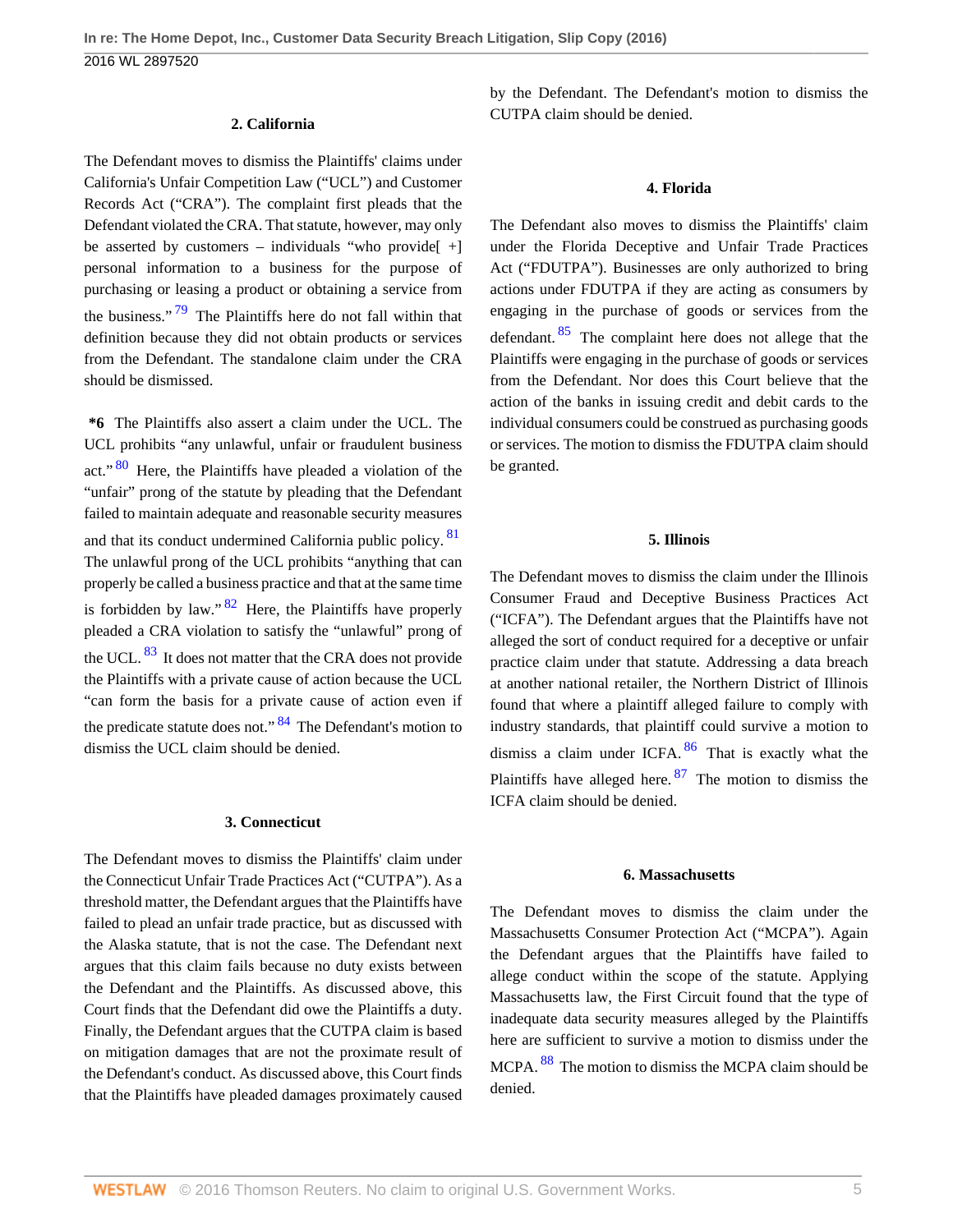#### 2. California

The Defendant moves to dismiss the Plaintiffs' claims under California's Unfair Competition Law ("UCL") and Customer Records Act ("CRA"). The complaint first pleads that the Defendant violated the CRA. That statute, however, may only be asserted by customers – individuals "who provide[ +] personal information to a business for the purpose of purchasing or leasing a product or obtaining a service from the business."[79] The Plaintiffs here do not fall within that definition because they did not obtain products or services from the Defendant. The standalone claim under the CRA should be dismissed.

**\*6** The Plaintiffs also assert a claim under the UCL. The UCL prohibits "any unlawful, unfair or fraudulent business act."[80] Here, the Plaintiffs have pleaded a violation of the "unfair" prong of the statute by pleading that the Defendant failed to maintain adequate and reasonable security measures and that its conduct undermined California public policy.[81] The unlawful prong of the UCL prohibits "anything that can properly be called a business practice and that at the same time is forbidden by law."[82] Here, the Plaintiffs have properly pleaded a CRA violation to satisfy the "unlawful" prong of the UCL.[83] It does not matter that the CRA does not provide the Plaintiffs with a private cause of action because the UCL "can form the basis for a private cause of action even if the predicate statute does not."[84] The Defendant's motion to dismiss the UCL claim should be denied.

#### 3. Connecticut

The Defendant moves to dismiss the Plaintiffs' claim under the Connecticut Unfair Trade Practices Act ("CUTPA"). As a threshold matter, the Defendant argues that the Plaintiffs have failed to plead an unfair trade practice, but as discussed with the Alaska statute, that is not the case. The Defendant next argues that this claim fails because no duty exists between the Defendant and the Plaintiffs. As discussed above, this Court finds that the Defendant did owe the Plaintiffs a duty. Finally, the Defendant argues that the CUTPA claim is based on mitigation damages that are not the proximate result of the Defendant's conduct. As discussed above, this Court finds that the Plaintiffs have pleaded damages proximately caused by the Defendant. The Defendant's motion to dismiss the CUTPA claim should be denied.

#### 4. Florida

The Defendant also moves to dismiss the Plaintiffs' claim under the Florida Deceptive and Unfair Trade Practices Act ("FDUTPA"). Businesses are only authorized to bring actions under FDUTPA if they are acting as consumers by engaging in the purchase of goods or services from the defendant.[85] The complaint here does not allege that the Plaintiffs were engaging in the purchase of goods or services from the Defendant. Nor does this Court believe that the action of the banks in issuing credit and debit cards to the individual consumers could be construed as purchasing goods or services. The motion to dismiss the FDUTPA claim should be granted.

#### 5. Illinois

The Defendant moves to dismiss the claim under the Illinois Consumer Fraud and Deceptive Business Practices Act ("ICFA"). The Defendant argues that the Plaintiffs have not alleged the sort of conduct required for a deceptive or unfair practice claim under that statute. Addressing a data breach at another national retailer, the Northern District of Illinois found that where a plaintiff alleged failure to comply with industry standards, that plaintiff could survive a motion to dismiss a claim under ICFA.[86] That is exactly what the Plaintiffs have alleged here.[87] The motion to dismiss the ICFA claim should be denied.

#### 6. Massachusetts

The Defendant moves to dismiss the claim under the Massachusetts Consumer Protection Act ("MCPA"). Again the Defendant argues that the Plaintiffs have failed to allege conduct within the scope of the statute. Applying Massachusetts law, the First Circuit found that the type of inadequate data security measures alleged by the Plaintiffs here are sufficient to survive a motion to dismiss under the MCPA.[88] The motion to dismiss the MCPA claim should be denied.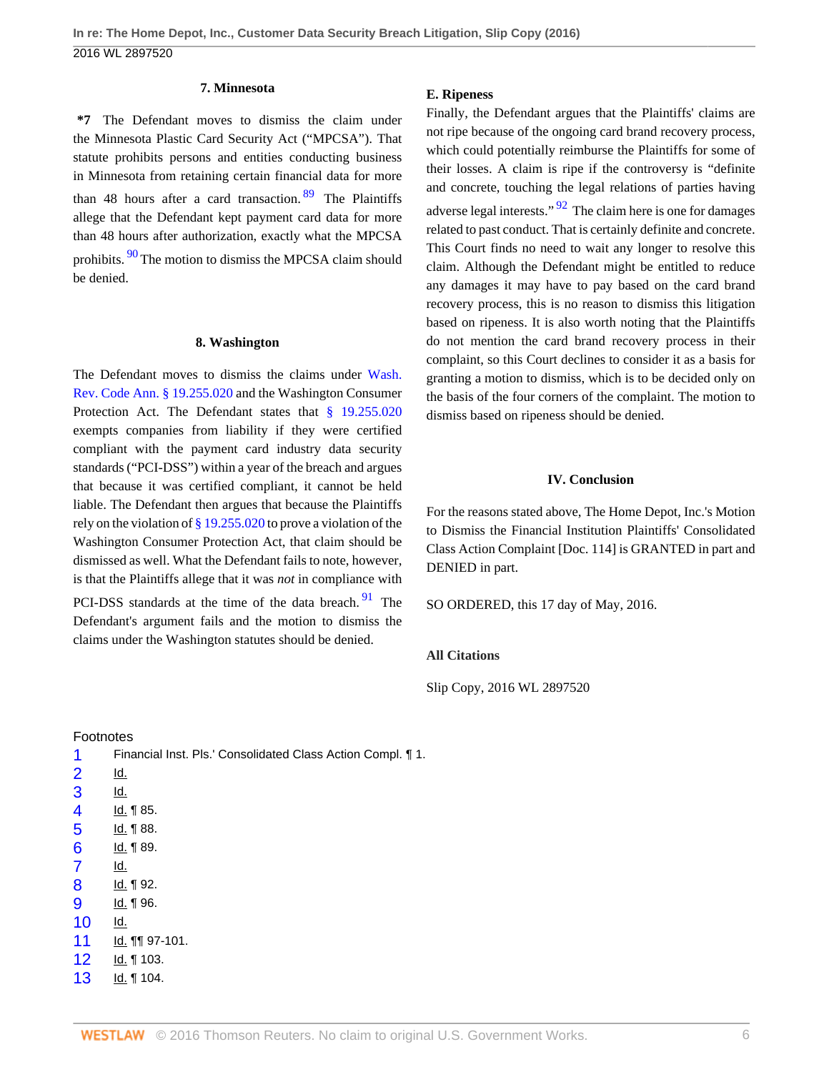#### 7. Minnesota

**\*7** The Defendant moves to dismiss the claim under the Minnesota Plastic Card Security Act ("MPCSA"). That statute prohibits persons and entities conducting business in Minnesota from retaining certain financial data for more than 48 hours after a card transaction.[89] The Plaintiffs allege that the Defendant kept payment card data for more than 48 hours after authorization, exactly what the MPCSA prohibits.[90] The motion to dismiss the MPCSA claim should be denied.

#### 8. Washington

The Defendant moves to dismiss the claims under Wash. Rev. Code Ann. § 19.255.020 and the Washington Consumer Protection Act. The Defendant states that § 19.255.020 exempts companies from liability if they were certified compliant with the payment card industry data security standards ("PCI-DSS") within a year of the breach and argues that because it was certified compliant, it cannot be held liable. The Defendant then argues that because the Plaintiffs rely on the violation of § 19.255.020 to prove a violation of the Washington Consumer Protection Act, that claim should be dismissed as well. What the Defendant fails to note, however, is that the Plaintiffs allege that it was *not* in compliance with PCI-DSS standards at the time of the data breach.[91] The Defendant's argument fails and the motion to dismiss the claims under the Washington statutes should be denied.

### E. Ripeness

Finally, the Defendant argues that the Plaintiffs' claims are not ripe because of the ongoing card brand recovery process, which could potentially reimburse the Plaintiffs for some of their losses. A claim is ripe if the controversy is "definite and concrete, touching the legal relations of parties having adverse legal interests."[92] The claim here is one for damages related to past conduct. That is certainly definite and concrete. This Court finds no need to wait any longer to resolve this claim. Although the Defendant might be entitled to reduce any damages it may have to pay based on the card brand recovery process, this is no reason to dismiss this litigation based on ripeness. It is also worth noting that the Plaintiffs do not mention the card brand recovery process in their complaint, so this Court declines to consider it as a basis for granting a motion to dismiss, which is to be decided only on the basis of the four corners of the complaint. The motion to dismiss based on ripeness should be denied.

## IV. Conclusion

For the reasons stated above, The Home Depot, Inc.'s Motion to Dismiss the Financial Institution Plaintiffs' Consolidated Class Action Complaint [Doc. 114] is GRANTED in part and DENIED in part.

SO ORDERED, this 17 day of May, 2016.

### All Citations

Slip Copy, 2016 WL 2897520

Footnotes

1. Financial Inst. Pls.' Consolidated Class Action Compl. ¶ 1.
2. Id.
3. Id.
4. Id. ¶ 85.
5. Id. ¶ 88.
6. Id. ¶ 89.
7. Id.
8. Id. ¶ 92.
9. Id. ¶ 96.
10. Id.
11. Id. ¶¶ 97-101.
12. Id. ¶ 103.
13. Id. ¶ 104.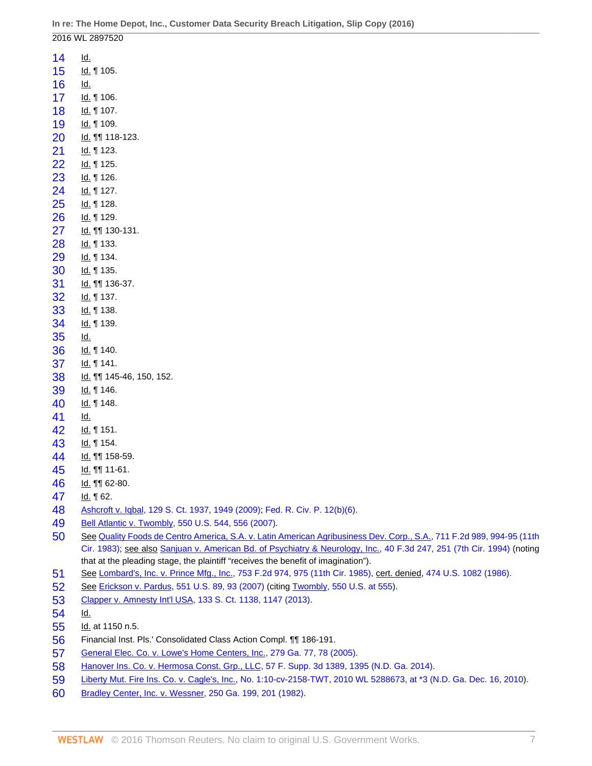14 Id.

15 Id. ¶ 105.

16 Id.

17 Id. ¶ 106.

18 Id. ¶ 107.

19 Id. ¶ 109.

20 Id. ¶¶ 118-123.

21 Id. ¶ 123.

22 Id. ¶ 125.

23 Id. ¶ 126.

24 Id. ¶ 127.

25 Id. ¶ 128.

26 Id. ¶ 129.

27 Id. ¶¶ 130-131.

28 Id. ¶ 133.

29 Id. ¶ 134.

30 Id. ¶ 135.

31 Id. ¶¶ 136-37.

32 Id. ¶ 137.

33 Id. ¶ 138.

34 Id. ¶ 139.

35 Id.

36 Id. ¶ 140.

37 Id. ¶ 141.

38 Id. ¶¶ 145-46, 150, 152.

39 Id. ¶ 146.

40 Id. ¶ 148.

41 Id.

42 Id. ¶ 151.

43 Id. ¶ 154.

44 Id. ¶¶ 158-59.

45 Id. ¶¶ 11-61.

46 Id. ¶¶ 62-80.

47 Id. ¶ 62.

48 Ashcroft v. Iqbal, 129 S. Ct. 1937, 1949 (2009); Fed. R. Civ. P. 12(b)(6).

49 Bell Atlantic v. Twombly, 550 U.S. 544, 556 (2007).

50 See Quality Foods de Centro America, S.A. v. Latin American Agribusiness Dev. Corp., S.A., 711 F.2d 989, 994-95 (11th Cir. 1983); see also Sanjuan v. American Bd. of Psychiatry & Neurology, Inc., 40 F.3d 247, 251 (7th Cir. 1994) (noting that at the pleading stage, the plaintiff "receives the benefit of imagination").

51 See Lombard's, Inc. v. Prince Mfg., Inc., 753 F.2d 974, 975 (11th Cir. 1985), cert. denied, 474 U.S. 1082 (1986).

52 See Erickson v. Pardus, 551 U.S. 89, 93 (2007) (citing Twombly, 550 U.S. at 555).

53 Clapper v. Amnesty Int'l USA, 133 S. Ct. 1138, 1147 (2013).

54 Id.

55 Id. at 1150 n.5.

56 Financial Inst. Pls.' Consolidated Class Action Compl. ¶¶ 186-191.

57 General Elec. Co. v. Lowe's Home Centers, Inc., 279 Ga. 77, 78 (2005).

58 Hanover Ins. Co. v. Hermosa Const. Grp., LLC, 57 F. Supp. 3d 1389, 1395 (N.D. Ga. 2014).

59 Liberty Mut. Fire Ins. Co. v. Cagle's, Inc., No. 1:10-cv-2158-TWT, 2010 WL 5288673, at *3 (N.D. Ga. Dec. 16, 2010).

60 Bradley Center, Inc. v. Wessner, 250 Ga. 199, 201 (1982).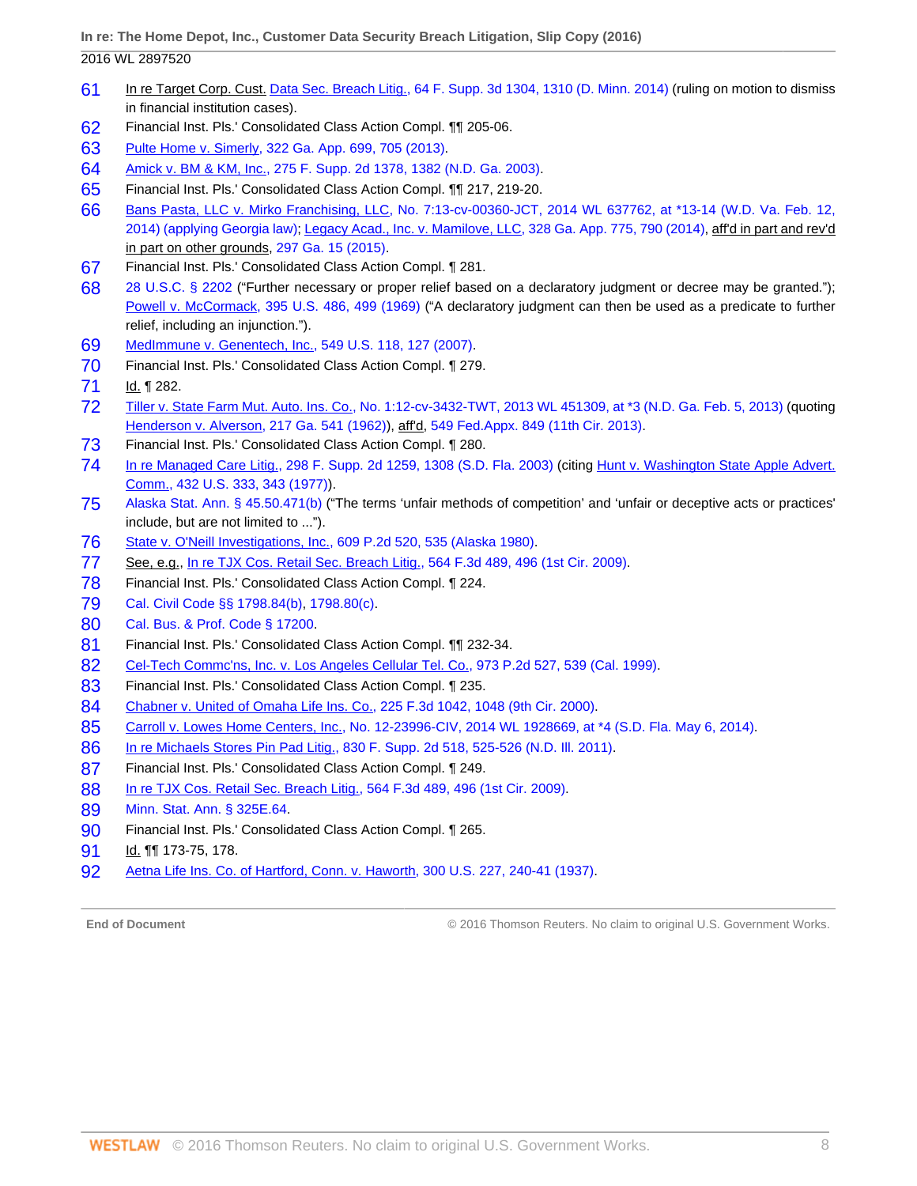61 In re Target Corp. Cust. Data Sec. Breach Litig., 64 F. Supp. 3d 1304, 1310 (D. Minn. 2014) (ruling on motion to dismiss in financial institution cases).

62 Financial Inst. Pls.' Consolidated Class Action Compl. ¶¶ 205-06.

63 Pulte Home v. Simerly, 322 Ga. App. 699, 705 (2013).

64 Amick v. BM & KM, Inc., 275 F. Supp. 2d 1378, 1382 (N.D. Ga. 2003).

65 Financial Inst. Pls.' Consolidated Class Action Compl. ¶¶ 217, 219-20.

66 Bans Pasta, LLC v. Mirko Franchising, LLC, No. 7:13-cv-00360-JCT, 2014 WL 637762, at *13-14 (W.D. Va. Feb. 12, 2014) (applying Georgia law); Legacy Acad., Inc. v. Mamilove, LLC, 328 Ga. App. 775, 790 (2014), aff'd in part and rev'd in part on other grounds, 297 Ga. 15 (2015).

67 Financial Inst. Pls.' Consolidated Class Action Compl. ¶ 281.

68 28 U.S.C. § 2202 ("Further necessary or proper relief based on a declaratory judgment or decree may be granted."); Powell v. McCormack, 395 U.S. 486, 499 (1969) ("A declaratory judgment can then be used as a predicate to further relief, including an injunction.").

69 MedImmune v. Genentech, Inc., 549 U.S. 118, 127 (2007).

70 Financial Inst. Pls.' Consolidated Class Action Compl. ¶ 279.

71 Id. ¶ 282.

72 Tiller v. State Farm Mut. Auto. Ins. Co., No. 1:12-cv-3432-TWT, 2013 WL 451309, at *3 (N.D. Ga. Feb. 5, 2013) (quoting Henderson v. Alverson, 217 Ga. 541 (1962)), aff'd, 549 Fed.Appx. 849 (11th Cir. 2013).

73 Financial Inst. Pls.' Consolidated Class Action Compl. ¶ 280.

74 In re Managed Care Litig., 298 F. Supp. 2d 1259, 1308 (S.D. Fla. 2003) (citing Hunt v. Washington State Apple Advert. Comm., 432 U.S. 333, 343 (1977)).

75 Alaska Stat. Ann. § 45.50.471(b) ("The terms 'unfair methods of competition' and 'unfair or deceptive acts or practices' include, but are not limited to ...").

76 State v. O'Neill Investigations, Inc., 609 P.2d 520, 535 (Alaska 1980).

77 See, e.g., In re TJX Cos. Retail Sec. Breach Litig., 564 F.3d 489, 496 (1st Cir. 2009).

78 Financial Inst. Pls.' Consolidated Class Action Compl. ¶ 224.

79 Cal. Civil Code §§ 1798.84(b), 1798.80(c).

80 Cal. Bus. & Prof. Code § 17200.

81 Financial Inst. Pls.' Consolidated Class Action Compl. ¶¶ 232-34.

82 Cel-Tech Commc'ns, Inc. v. Los Angeles Cellular Tel. Co., 973 P.2d 527, 539 (Cal. 1999).

83 Financial Inst. Pls.' Consolidated Class Action Compl. ¶ 235.

84 Chabner v. United of Omaha Life Ins. Co., 225 F.3d 1042, 1048 (9th Cir. 2000).

85 Carroll v. Lowes Home Centers, Inc., No. 12-23996-CIV, 2014 WL 1928669, at *4 (S.D. Fla. May 6, 2014).

86 In re Michaels Stores Pin Pad Litig., 830 F. Supp. 2d 518, 525-526 (N.D. Ill. 2011).

87 Financial Inst. Pls.' Consolidated Class Action Compl. ¶ 249.

88 In re TJX Cos. Retail Sec. Breach Litig., 564 F.3d 489, 496 (1st Cir. 2009).

89 Minn. Stat. Ann. § 325E.64.

90 Financial Inst. Pls.' Consolidated Class Action Compl. ¶ 265.

91 Id. ¶¶ 173-75, 178.

92 Aetna Life Ins. Co. of Hartford, Conn. v. Haworth, 300 U.S. 227, 240-41 (1937).

End of Document © 2016 Thomson Reuters. No claim to original U.S. Government Works.